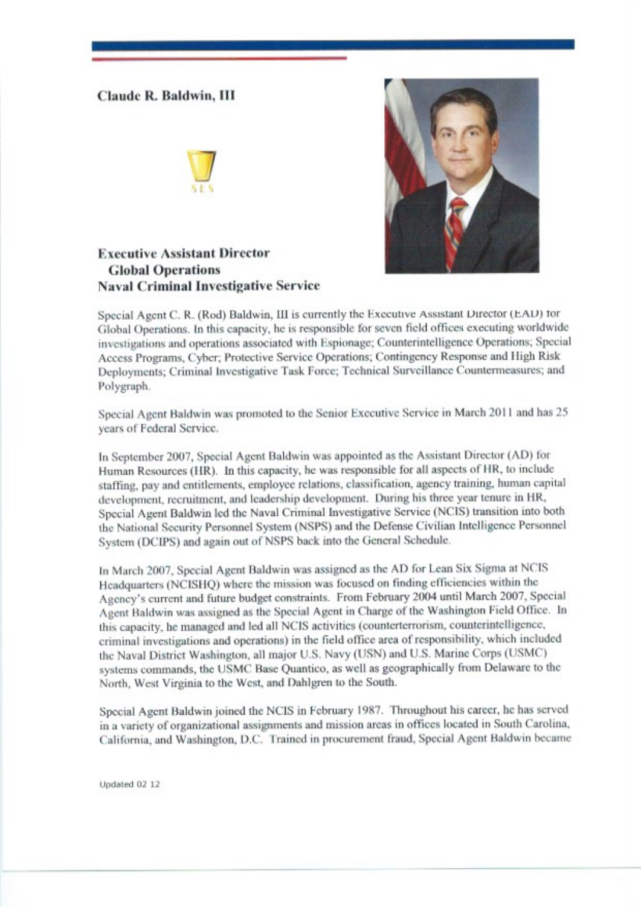# Claude R. Baldwin, III

SES

## Executive Assistant Director
### Global Operations
### Naval Criminal Investigative Service

Special Agent C. R. (Rod) Baldwin, III is currently the Executive Assistant Director (EAD) for Global Operations. In this capacity, he is responsible for seven field offices executing worldwide investigations and operations associated with Espionage; Counterintelligence Operations; Special Access Programs, Cyber; Protective Service Operations; Contingency Response and High Risk Deployments; Criminal Investigative Task Force; Technical Surveillance Countermeasures; and Polygraph.

Special Agent Baldwin was promoted to the Senior Executive Service in March 2011 and has 25 years of Federal Service.

In September 2007, Special Agent Baldwin was appointed as the Assistant Director (AD) for Human Resources (HR). In this capacity, he was responsible for all aspects of HR, to include staffing, pay and entitlements, employee relations, classification, agency training, human capital development, recruitment, and leadership development. During his three year tenure in HR, Special Agent Baldwin led the Naval Criminal Investigative Service (NCIS) transition into both the National Security Personnel System (NSPS) and the Defense Civilian Intelligence Personnel System (DCIPS) and again out of NSPS back into the General Schedule.

In March 2007, Special Agent Baldwin was assigned as the AD for Lean Six Sigma at NCIS Headquarters (NCISHQ) where the mission was focused on finding efficiencies within the Agency's current and future budget constraints. From February 2004 until March 2007, Special Agent Baldwin was assigned as the Special Agent in Charge of the Washington Field Office. In this capacity, he managed and led all NCIS activities (counterterrorism, counterintelligence, criminal investigations and operations) in the field office area of responsibility, which included the Naval District Washington, all major U.S. Navy (USN) and U.S. Marine Corps (USMC) systems commands, the USMC Base Quantico, as well as geographically from Delaware to the North, West Virginia to the West, and Dahlgren to the South.

Special Agent Baldwin joined the NCIS in February 1987. Throughout his career, he has served in a variety of organizational assignments and mission areas in offices located in South Carolina, California, and Washington, D.C. Trained in procurement fraud, Special Agent Baldwin became

Updated 02 12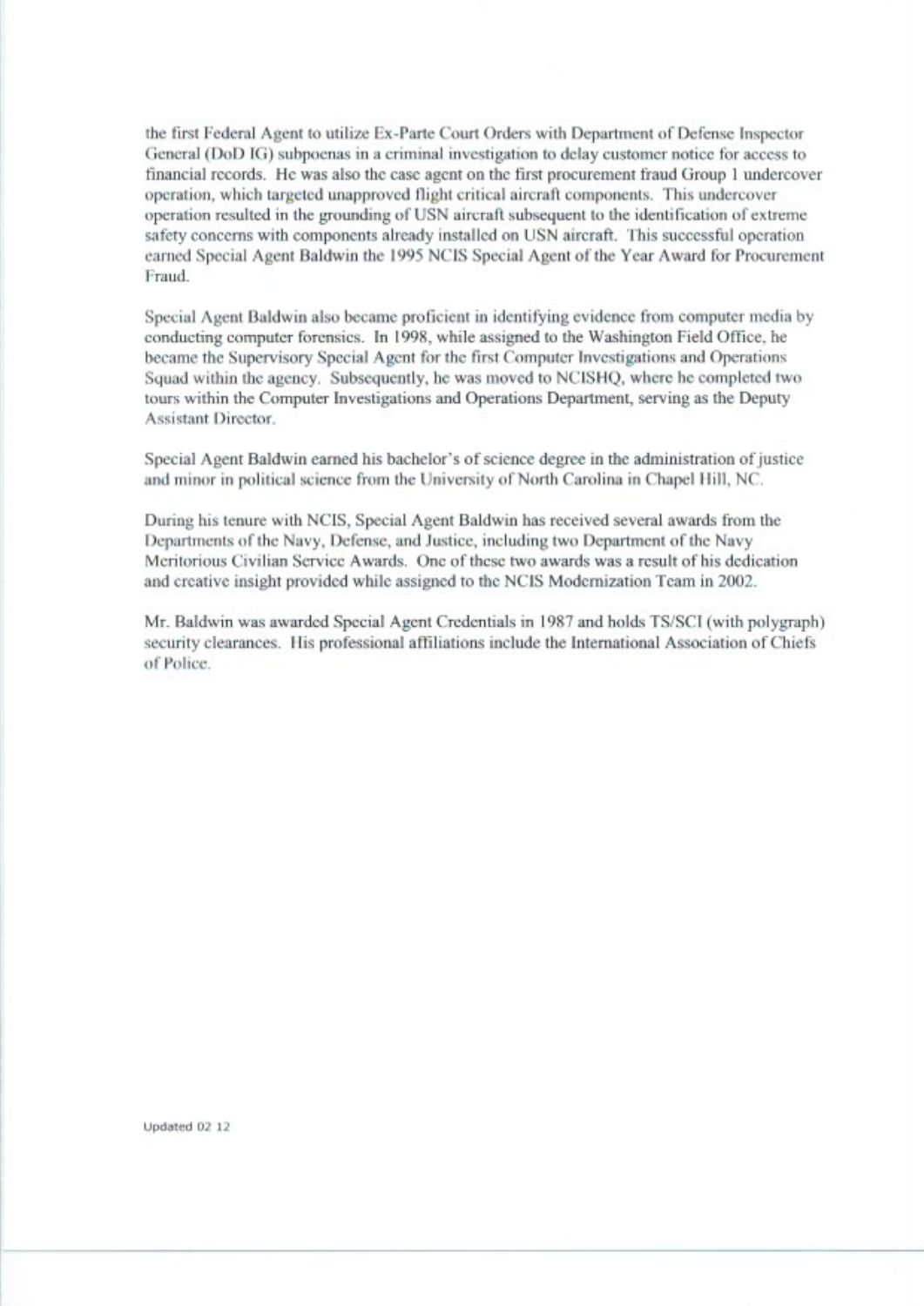the first Federal Agent to utilize Ex-Parte Court Orders with Department of Defense Inspector General (DoD IG) subpoenas in a criminal investigation to delay customer notice for access to financial records. He was also the case agent on the first procurement fraud Group 1 undercover operation, which targeted unapproved flight critical aircraft components. This undercover operation resulted in the grounding of USN aircraft subsequent to the identification of extreme safety concerns with components already installed on USN aircraft. This successful operation earned Special Agent Baldwin the 1995 NCIS Special Agent of the Year Award for Procurement Fraud.

Special Agent Baldwin also became proficient in identifying evidence from computer media by conducting computer forensics. In 1998, while assigned to the Washington Field Office, he became the Supervisory Special Agent for the first Computer Investigations and Operations Squad within the agency. Subsequently, he was moved to NCISHQ, where he completed two tours within the Computer Investigations and Operations Department, serving as the Deputy Assistant Director.

Special Agent Baldwin earned his bachelor's of science degree in the administration of justice and minor in political science from the University of North Carolina in Chapel Hill, NC.

During his tenure with NCIS, Special Agent Baldwin has received several awards from the Departments of the Navy, Defense, and Justice, including two Department of the Navy Meritorious Civilian Service Awards. One of these two awards was a result of his dedication and creative insight provided while assigned to the NCIS Modernization Team in 2002.

Mr. Baldwin was awarded Special Agent Credentials in 1987 and holds TS/SCI (with polygraph) security clearances. His professional affiliations include the International Association of Chiefs of Police.

Updated 02 12